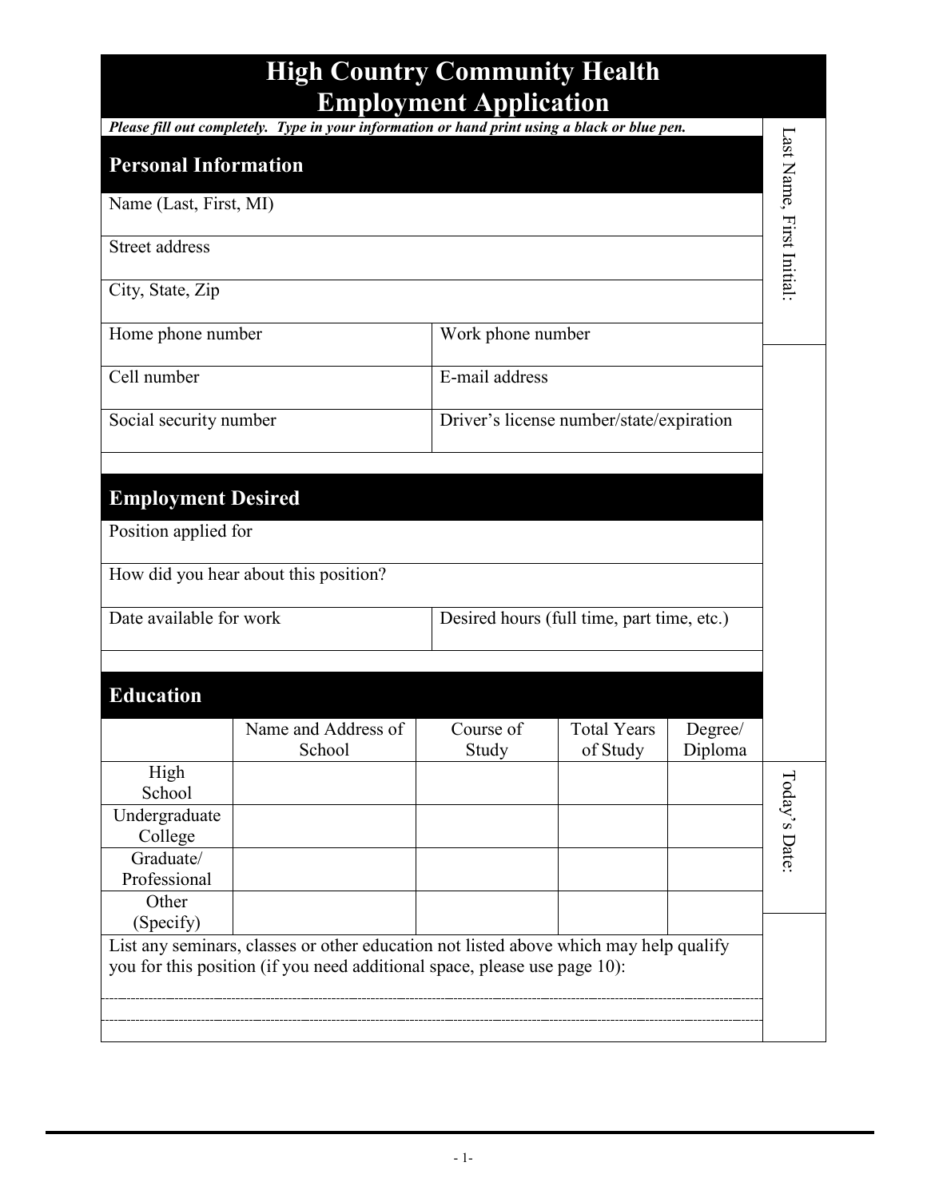# High Country Community Health Employment Application

***Please fill out completely. Type in your information or hand print using a black or blue pen.***

Last Name, First Initial:

## Personal Information

| Name (Last, First, MI) | |
|---|---|
| Street address | |
| City, State, Zip | |
| Home phone number | Work phone number |
| Cell number | E-mail address |
| Social security number | Driver's license number/state/expiration |

## Employment Desired

| Position applied for | |
|---|---|
| How did you hear about this position? | |
| Date available for work | Desired hours (full time, part time, etc.) |

## Education

| | Name and Address of School | Course of Study | Total Years of Study | Degree/ Diploma |
|---|---|---|---|---|
| High School | | | | |
| Undergraduate College | | | | |
| Graduate/ Professional | | | | |
| Other (Specify) | | | | |

Today's Date:

List any seminars, classes or other education not listed above which may help qualify you for this position (if you need additional space, please use page 10):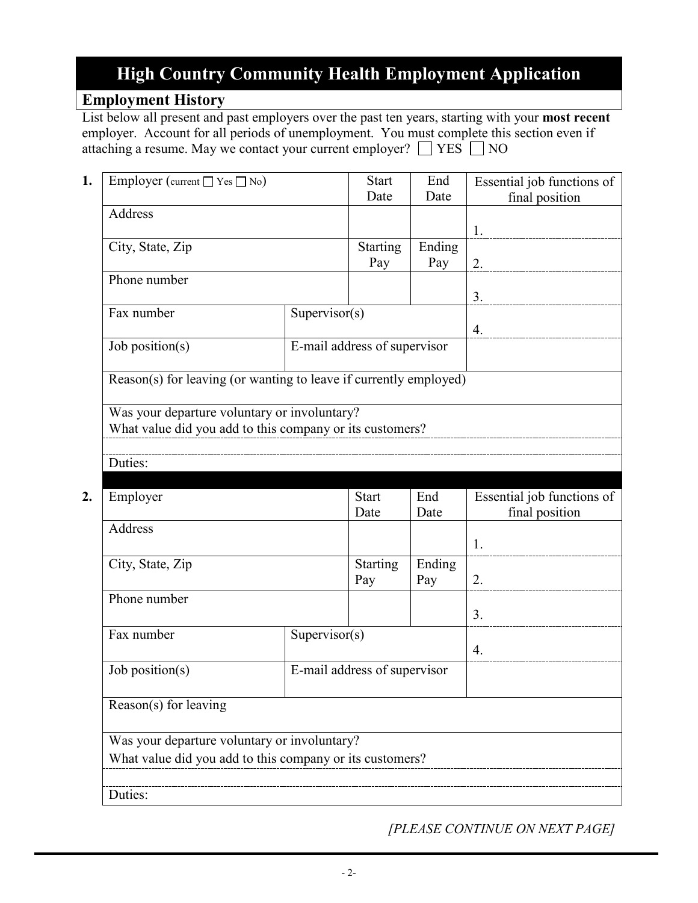# High Country Community Health Employment Application

## Employment History

List below all present and past employers over the past ten years, starting with your **most recent** employer. Account for all periods of unemployment. You must complete this section even if attaching a resume. May we contact your current employer? ☐ YES ☐ NO

**1.**

| Employer (current ☐ Yes ☐ No) | | Start Date | End Date | Essential job functions of final position |
|---|---|---|---|---|
| Address | | | | 1. |
| City, State, Zip | | Starting Pay | Ending Pay | 2. |
| Phone number | | | | 3. |
| Fax number | Supervisor(s) | | | 4. |
| Job position(s) | E-mail address of supervisor | | | |
| Reason(s) for leaving (or wanting to leave if currently employed) | | | | |
| Was your departure voluntary or involuntary? What value did you add to this company or its customers? | | | | |
| | | | | |
| Duties: | | | | |

**2.**

| Employer | | Start Date | End Date | Essential job functions of final position |
|---|---|---|---|---|
| Address | | | | 1. |
| City, State, Zip | | Starting Pay | Ending Pay | 2. |
| Phone number | | | | 3. |
| Fax number | Supervisor(s) | | | 4. |
| Job position(s) | E-mail address of supervisor | | | |
| Reason(s) for leaving | | | | |
| Was your departure voluntary or involuntary? What value did you add to this company or its customers? | | | | |
| | | | | |
| Duties: | | | | |

*[PLEASE CONTINUE ON NEXT PAGE]*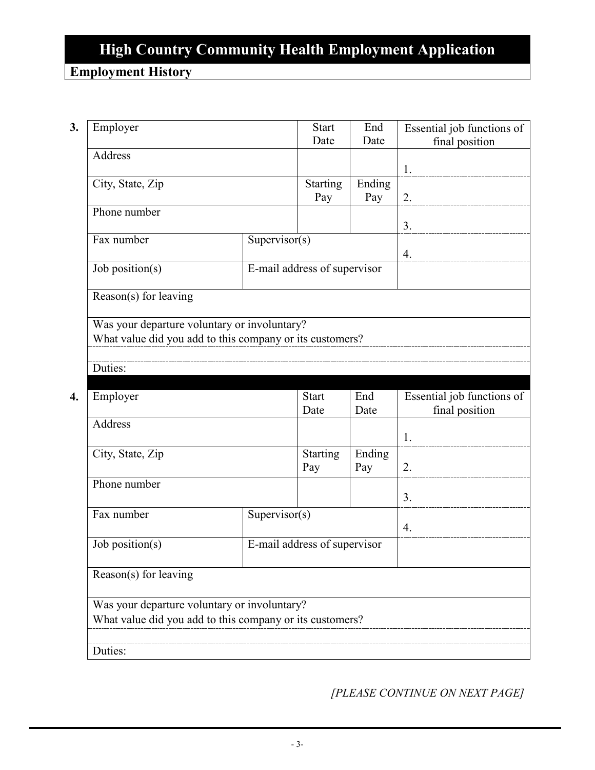# High Country Community Health Employment Application

## Employment History

**3.**

| Employer | | Start Date | End Date | Essential job functions of final position |
|---|---|---|---|---|
| Address | | | | 1. |
| City, State, Zip | | Starting Pay | Ending Pay | 2. |
| Phone number | | | | 3. |
| Fax number | Supervisor(s) | | | 4. |
| Job position(s) | E-mail address of supervisor | | | |
| Reason(s) for leaving | | | | |
| Was your departure voluntary or involuntary? What value did you add to this company or its customers? | | | | |
| | | | | |
| Duties: | | | | |

**4.**

| Employer | | Start Date | End Date | Essential job functions of final position |
|---|---|---|---|---|
| Address | | | | 1. |
| City, State, Zip | | Starting Pay | Ending Pay | 2. |
| Phone number | | | | 3. |
| Fax number | Supervisor(s) | | | 4. |
| Job position(s) | E-mail address of supervisor | | | |
| Reason(s) for leaving | | | | |
| Was your departure voluntary or involuntary? What value did you add to this company or its customers? | | | | |
| | | | | |
| Duties: | | | | |

*[PLEASE CONTINUE ON NEXT PAGE]*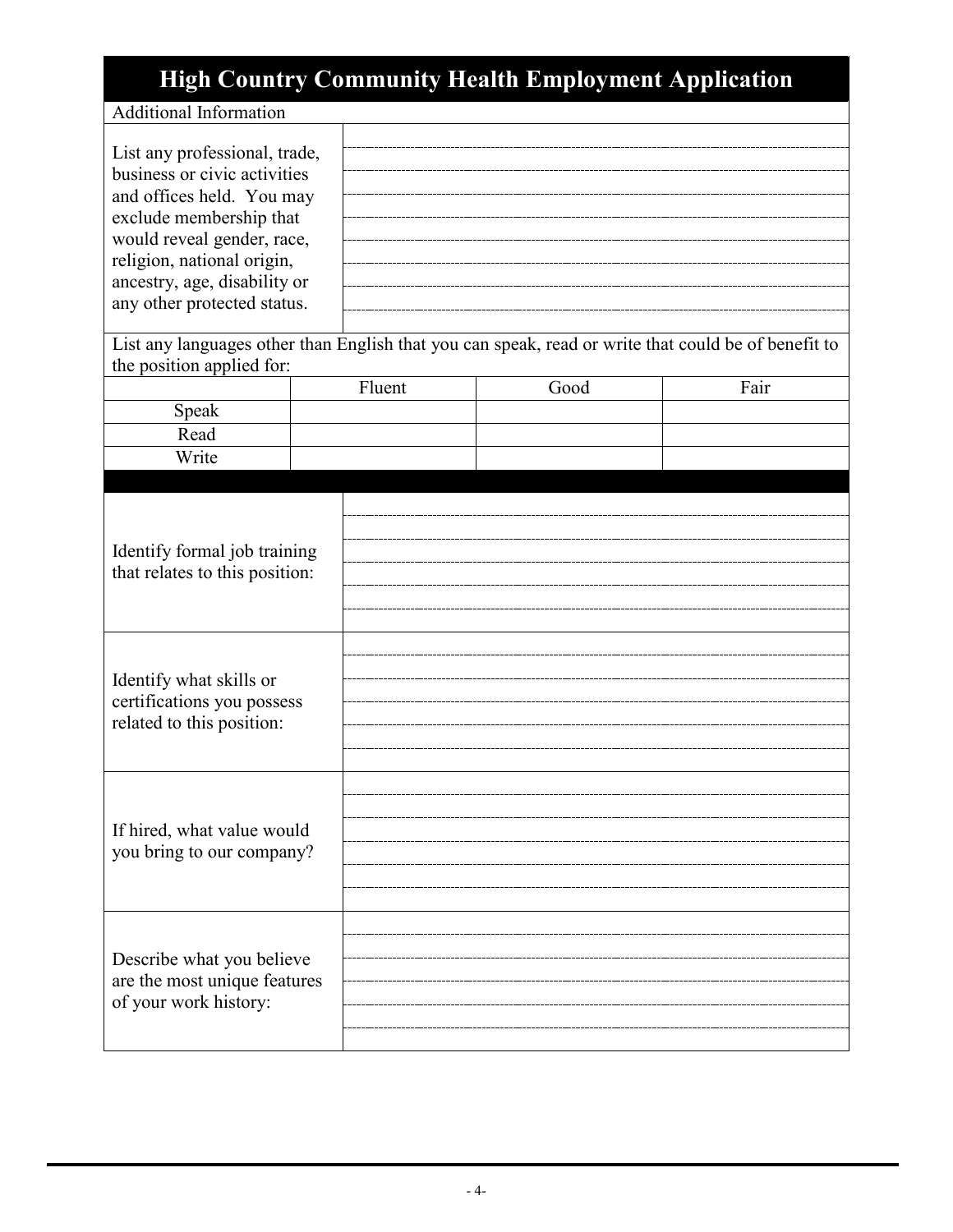# High Country Community Health Employment Application

Additional Information

| | |
|---|---|
| List any professional, trade, business or civic activities and offices held. You may exclude membership that would reveal gender, race, religion, national origin, ancestry, age, disability or any other protected status. | |

List any languages other than English that you can speak, read or write that could be of benefit to the position applied for:

| | Fluent | Good | Fair |
|---|---|---|---|
| Speak | | | |
| Read | | | |
| Write | | | |

| | |
|---|---|
| Identify formal job training that relates to this position: | |
| Identify what skills or certifications you possess related to this position: | |
| If hired, what value would you bring to our company? | |
| Describe what you believe are the most unique features of your work history: | |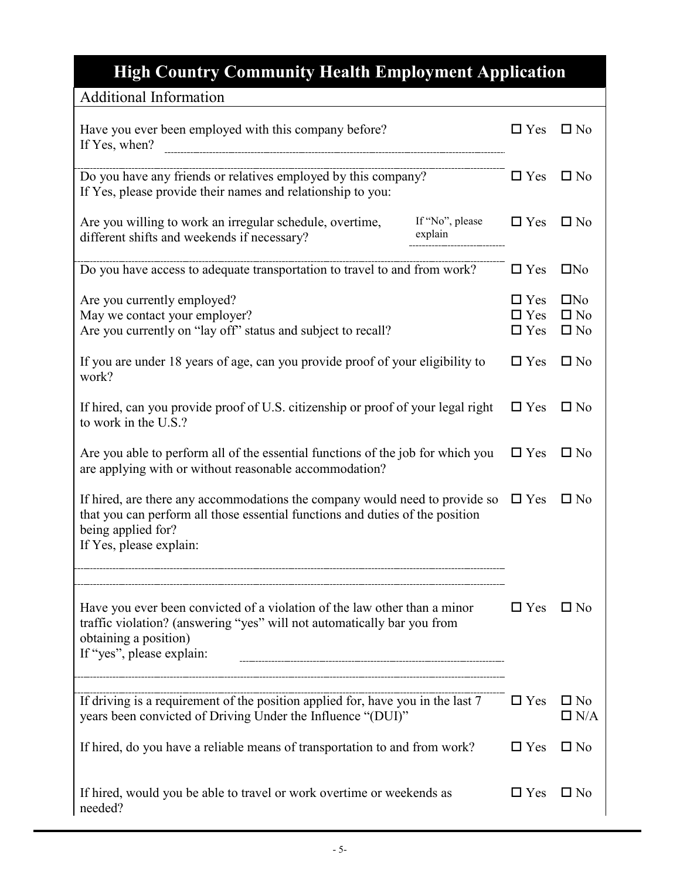# High Country Community Health Employment Application

## Additional Information

Have you ever been employed with this company before? ☐ Yes ☐ No
If Yes, when?

Do you have any friends or relatives employed by this company? ☐ Yes ☐ No
If Yes, please provide their names and relationship to you:

Are you willing to work an irregular schedule, overtime, different shifts and weekends if necessary? If "No", please explain ☐ Yes ☐ No

Do you have access to adequate transportation to travel to and from work? ☐ Yes ☐No

Are you currently employed? ☐ Yes ☐No
May we contact your employer? ☐ Yes ☐ No
Are you currently on "lay off" status and subject to recall? ☐ Yes ☐ No

If you are under 18 years of age, can you provide proof of your eligibility to work? ☐ Yes ☐ No

If hired, can you provide proof of U.S. citizenship or proof of your legal right to work in the U.S.? ☐ Yes ☐ No

Are you able to perform all of the essential functions of the job for which you are applying with or without reasonable accommodation? ☐ Yes ☐ No

If hired, are there any accommodations the company would need to provide so that you can perform all those essential functions and duties of the position being applied for? ☐ Yes ☐ No
If Yes, please explain:

Have you ever been convicted of a violation of the law other than a minor traffic violation? (answering "yes" will not automatically bar you from obtaining a position) ☐ Yes ☐ No
If "yes", please explain:

If driving is a requirement of the position applied for, have you in the last 7 years been convicted of Driving Under the Influence "(DUI)" ☐ Yes ☐ No ☐ N/A

If hired, do you have a reliable means of transportation to and from work? ☐ Yes ☐ No

If hired, would you be able to travel or work overtime or weekends as needed? ☐ Yes ☐ No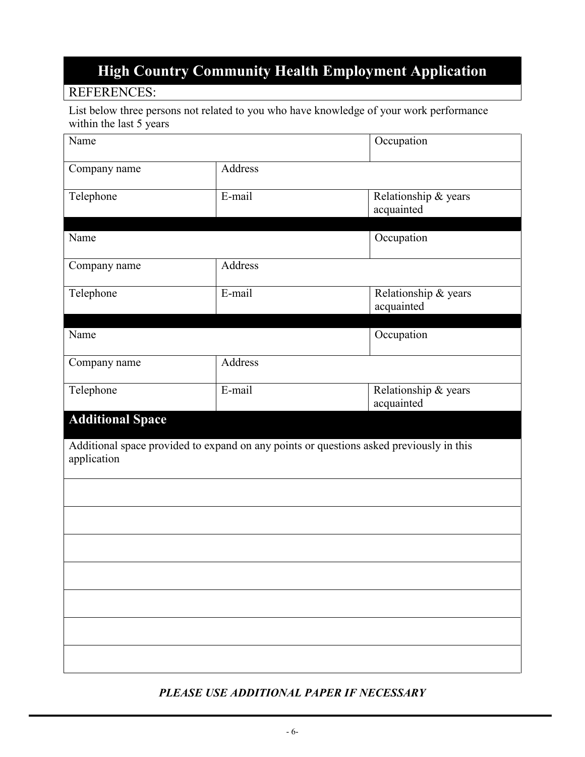# High Country Community Health Employment Application

REFERENCES:

List below three persons not related to you who have knowledge of your work performance within the last 5 years

| Name | | Occupation |
|---|---|---|
| Company name | Address | |
| Telephone | E-mail | Relationship & years acquainted |

| Name | | Occupation |
|---|---|---|
| Company name | Address | |
| Telephone | E-mail | Relationship & years acquainted |

| Name | | Occupation |
|---|---|---|
| Company name | Address | |
| Telephone | E-mail | Relationship & years acquainted |

## Additional Space

| Additional space provided to expand on any points or questions asked previously in this application |
|---|
| |
| |
| |
| |
| |
| |
| |

***PLEASE USE ADDITIONAL PAPER IF NECESSARY***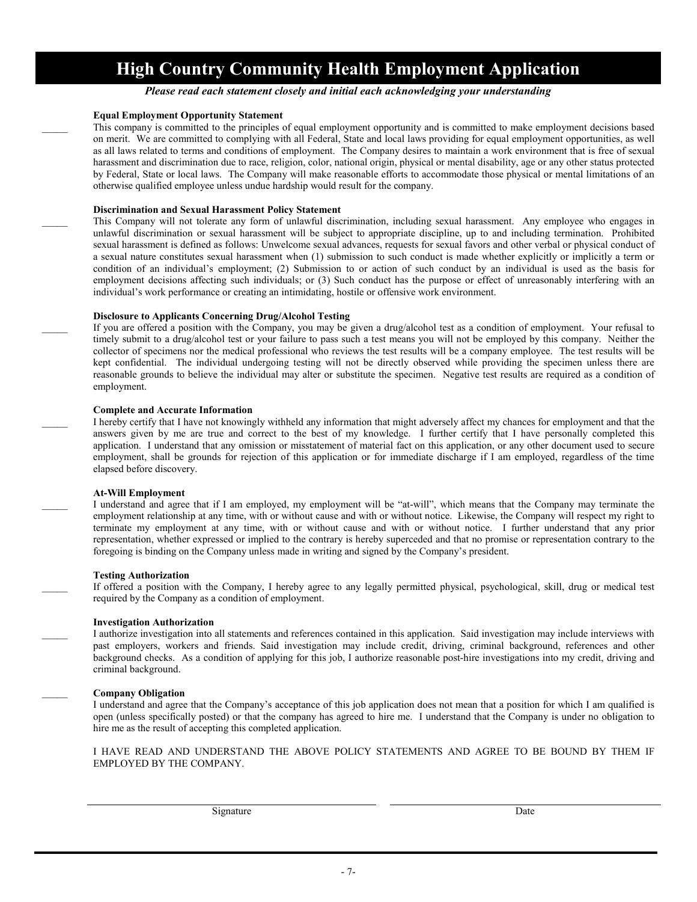# High Country Community Health Employment Application

***Please read each statement closely and initial each acknowledging your understanding***

_____ **Equal Employment Opportunity Statement**

This company is committed to the principles of equal employment opportunity and is committed to make employment decisions based on merit. We are committed to complying with all Federal, State and local laws providing for equal employment opportunities, as well as all laws related to terms and conditions of employment. The Company desires to maintain a work environment that is free of sexual harassment and discrimination due to race, religion, color, national origin, physical or mental disability, age or any other status protected by Federal, State or local laws. The Company will make reasonable efforts to accommodate those physical or mental limitations of an otherwise qualified employee unless undue hardship would result for the company.

_____ **Discrimination and Sexual Harassment Policy Statement**

This Company will not tolerate any form of unlawful discrimination, including sexual harassment. Any employee who engages in unlawful discrimination or sexual harassment will be subject to appropriate discipline, up to and including termination. Prohibited sexual harassment is defined as follows: Unwelcome sexual advances, requests for sexual favors and other verbal or physical conduct of a sexual nature constitutes sexual harassment when (1) submission to such conduct is made whether explicitly or implicitly a term or condition of an individual's employment; (2) Submission to or action of such conduct by an individual is used as the basis for employment decisions affecting such individuals; or (3) Such conduct has the purpose or effect of unreasonably interfering with an individual's work performance or creating an intimidating, hostile or offensive work environment.

_____ **Disclosure to Applicants Concerning Drug/Alcohol Testing**

If you are offered a position with the Company, you may be given a drug/alcohol test as a condition of employment. Your refusal to timely submit to a drug/alcohol test or your failure to pass such a test means you will not be employed by this company. Neither the collector of specimens nor the medical professional who reviews the test results will be a company employee. The test results will be kept confidential. The individual undergoing testing will not be directly observed while providing the specimen unless there are reasonable grounds to believe the individual may alter or substitute the specimen. Negative test results are required as a condition of employment.

_____ **Complete and Accurate Information**

I hereby certify that I have not knowingly withheld any information that might adversely affect my chances for employment and that the answers given by me are true and correct to the best of my knowledge. I further certify that I have personally completed this application. I understand that any omission or misstatement of material fact on this application, or any other document used to secure employment, shall be grounds for rejection of this application or for immediate discharge if I am employed, regardless of the time elapsed before discovery.

_____ **At-Will Employment**

I understand and agree that if I am employed, my employment will be "at-will", which means that the Company may terminate the employment relationship at any time, with or without cause and with or without notice. Likewise, the Company will respect my right to terminate my employment at any time, with or without cause and with or without notice. I further understand that any prior representation, whether expressed or implied to the contrary is hereby superceded and that no promise or representation contrary to the foregoing is binding on the Company unless made in writing and signed by the Company's president.

_____ **Testing Authorization**

If offered a position with the Company, I hereby agree to any legally permitted physical, psychological, skill, drug or medical test required by the Company as a condition of employment.

_____ **Investigation Authorization**

I authorize investigation into all statements and references contained in this application. Said investigation may include interviews with past employers, workers and friends. Said investigation may include credit, driving, criminal background, references and other background checks. As a condition of applying for this job, I authorize reasonable post-hire investigations into my credit, driving and criminal background.

_____ **Company Obligation**

I understand and agree that the Company's acceptance of this job application does not mean that a position for which I am qualified is open (unless specifically posted) or that the company has agreed to hire me. I understand that the Company is under no obligation to hire me as the result of accepting this completed application.

I HAVE READ AND UNDERSTAND THE ABOVE POLICY STATEMENTS AND AGREE TO BE BOUND BY THEM IF EMPLOYED BY THE COMPANY.

_______________________________ Signature

_______________________________ Date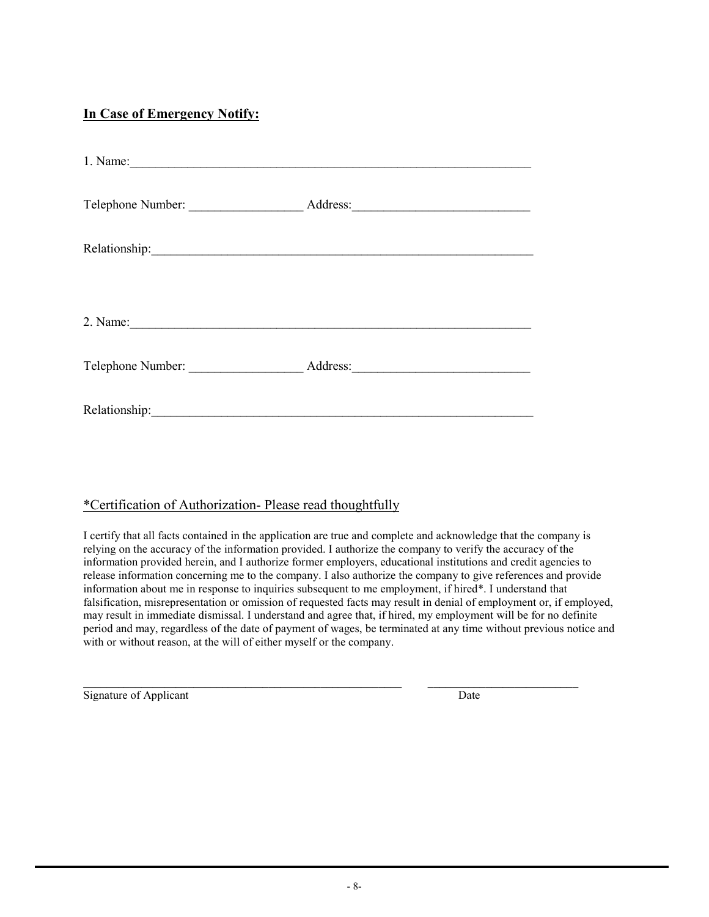**In Case of Emergency Notify:**

1. Name:\_\_\_\_\_\_\_\_\_\_\_\_\_\_\_\_\_\_\_\_\_\_\_\_\_\_\_\_\_\_\_\_\_\_\_\_\_\_\_\_\_\_\_\_\_\_\_\_\_\_\_\_\_\_\_\_\_\_\_\_\_\_

Telephone Number: \_\_\_\_\_\_\_\_\_\_\_\_\_\_\_\_\_\_ Address:\_\_\_\_\_\_\_\_\_\_\_\_\_\_\_\_\_\_\_\_\_\_\_\_\_\_\_\_

Relationship:\_\_\_\_\_\_\_\_\_\_\_\_\_\_\_\_\_\_\_\_\_\_\_\_\_\_\_\_\_\_\_\_\_\_\_\_\_\_\_\_\_\_\_\_\_\_\_\_\_\_\_\_\_\_\_\_\_\_\_\_

2. Name:\_\_\_\_\_\_\_\_\_\_\_\_\_\_\_\_\_\_\_\_\_\_\_\_\_\_\_\_\_\_\_\_\_\_\_\_\_\_\_\_\_\_\_\_\_\_\_\_\_\_\_\_\_\_\_\_\_\_\_\_\_\_

Telephone Number: \_\_\_\_\_\_\_\_\_\_\_\_\_\_\_\_\_\_ Address:\_\_\_\_\_\_\_\_\_\_\_\_\_\_\_\_\_\_\_\_\_\_\_\_\_\_\_\_

Relationship:\_\_\_\_\_\_\_\_\_\_\_\_\_\_\_\_\_\_\_\_\_\_\_\_\_\_\_\_\_\_\_\_\_\_\_\_\_\_\_\_\_\_\_\_\_\_\_\_\_\_\_\_\_\_\_\_\_\_\_\_

<u>*Certification of Authorization- Please read thoughtfully</u>

I certify that all facts contained in the application are true and complete and acknowledge that the company is relying on the accuracy of the information provided. I authorize the company to verify the accuracy of the information provided herein, and I authorize former employers, educational institutions and credit agencies to release information concerning me to the company. I also authorize the company to give references and provide information about me in response to inquiries subsequent to me employment, if hired*. I understand that falsification, misrepresentation or omission of requested facts may result in denial of employment or, if employed, may result in immediate dismissal. I understand and agree that, if hired, my employment will be for no definite period and may, regardless of the date of payment of wages, be terminated at any time without previous notice and with or without reason, at the will of either myself or the company.

\_\_\_\_\_\_\_\_\_\_\_\_\_\_\_\_\_\_\_\_\_\_\_\_\_\_\_\_\_\_\_\_\_\_\_\_\_\_\_\_\_\_\_\_\_\_\_\_\_\_\_\_ \_\_\_\_\_\_\_\_\_\_\_\_\_\_\_\_\_\_\_\_\_\_\_\_\_\_
Signature of Applicant Date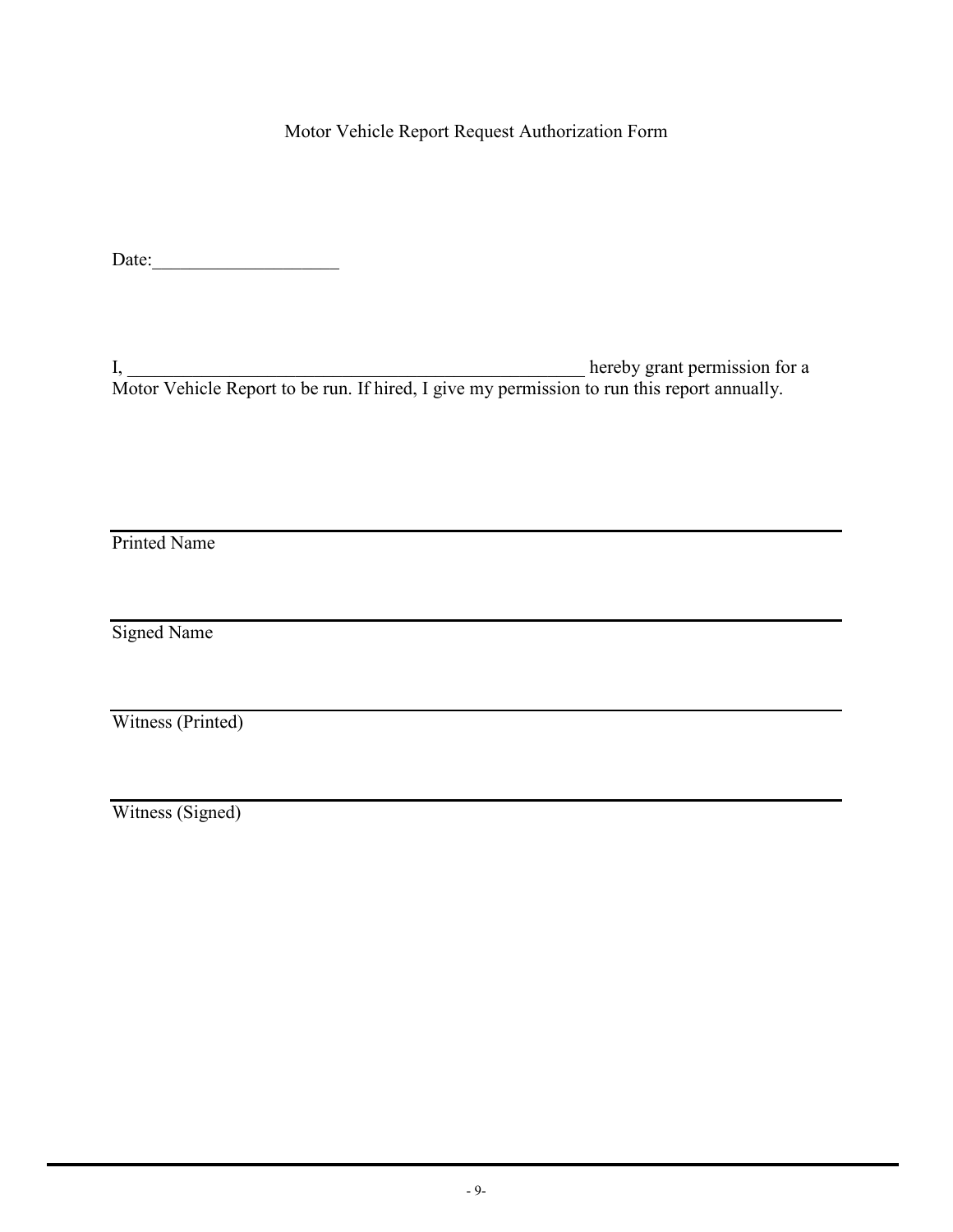Motor Vehicle Report Request Authorization Form

Date:____________________

I, __________________________________________________ hereby grant permission for a Motor Vehicle Report to be run. If hired, I give my permission to run this report annually.

______________________________________________________________________

Printed Name

______________________________________________________________________

Signed Name

______________________________________________________________________

Witness (Printed)

______________________________________________________________________

Witness (Signed)